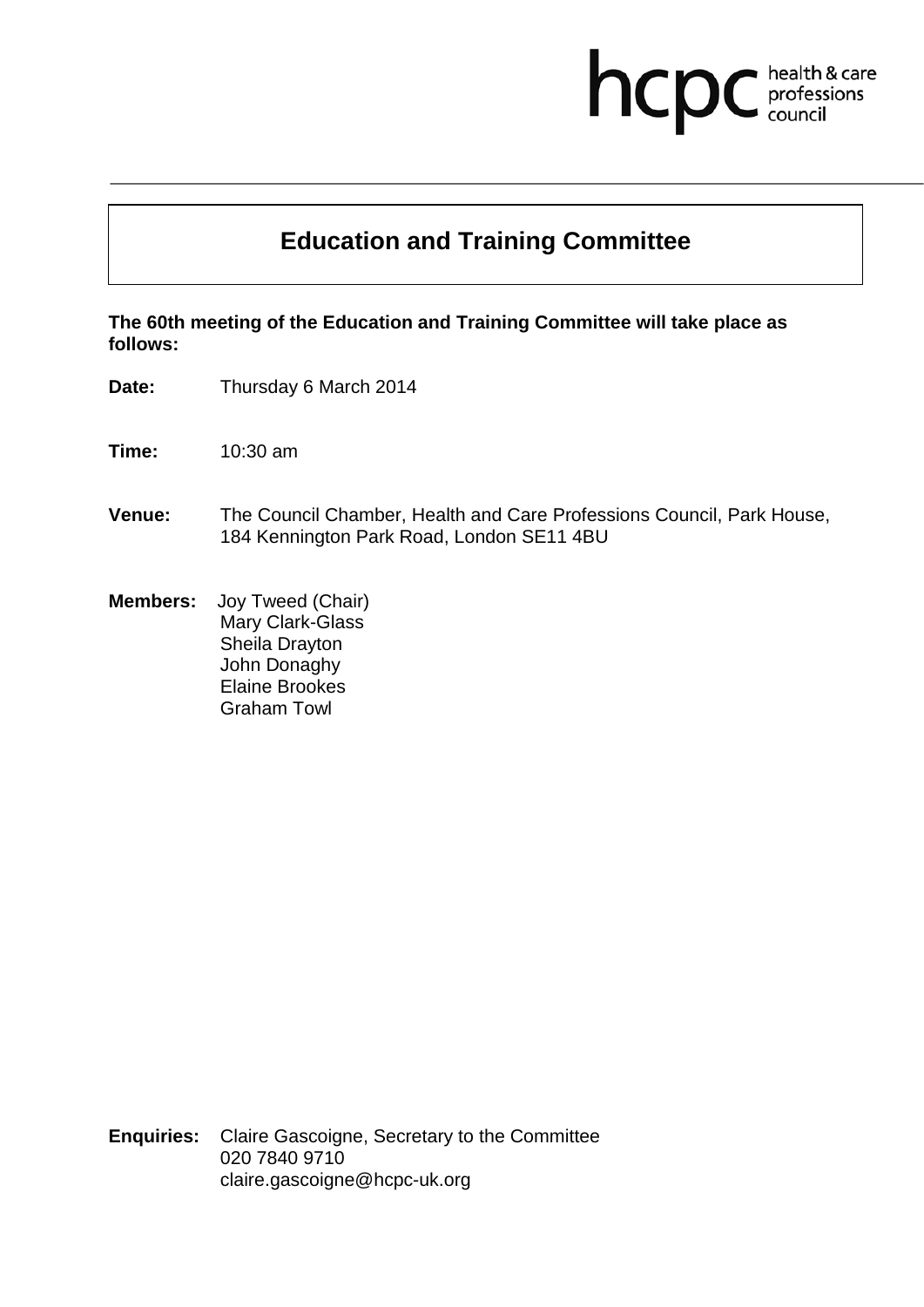hcpc health & care professions council

# Education and Training Committee

**The 60th meeting of the Education and Training Committee will take place as follows:**

**Date:** Thursday 6 March 2014

**Time:** 10:30 am

**Venue:** The Council Chamber, Health and Care Professions Council, Park House, 184 Kennington Park Road, London SE11 4BU

**Members:** Joy Tweed (Chair)
Mary Clark-Glass
Sheila Drayton
John Donaghy
Elaine Brookes
Graham Towl

**Enquiries:** Claire Gascoigne, Secretary to the Committee
020 7840 9710
claire.gascoigne@hcpc-uk.org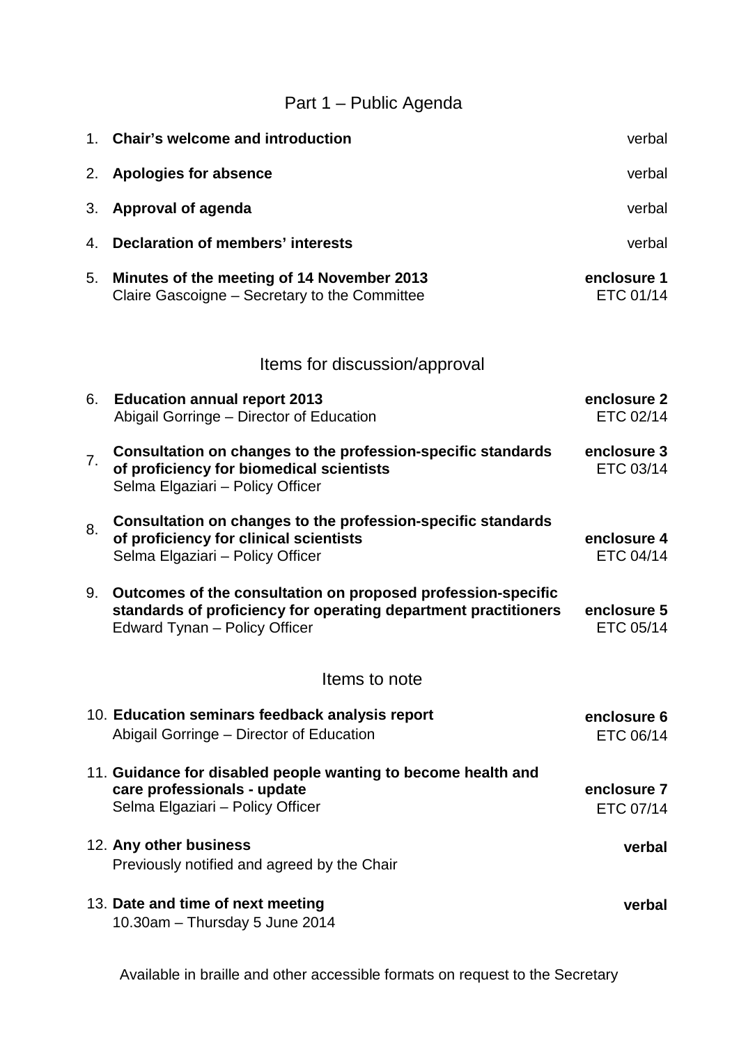## Part 1 – Public Agenda

| | | |
|---|---|---|
| 1. | **Chair's welcome and introduction** | verbal |
| 2. | **Apologies for absence** | verbal |
| 3. | **Approval of agenda** | verbal |
| 4. | **Declaration of members' interests** | verbal |
| 5. | **Minutes of the meeting of 14 November 2013**<br>Claire Gascoigne – Secretary to the Committee | **enclosure 1**<br>ETC 01/14 |

## Items for discussion/approval

| | | |
|---|---|---|
| 6. | **Education annual report 2013**<br>Abigail Gorringe – Director of Education | **enclosure 2**<br>ETC 02/14 |
| 7. | **Consultation on changes to the profession-specific standards of proficiency for biomedical scientists**<br>Selma Elgaziari – Policy Officer | **enclosure 3**<br>ETC 03/14 |
| 8. | **Consultation on changes to the profession-specific standards of proficiency for clinical scientists**<br>Selma Elgaziari – Policy Officer | **enclosure 4**<br>ETC 04/14 |
| 9. | **Outcomes of the consultation on proposed profession-specific standards of proficiency for operating department practitioners**<br>Edward Tynan – Policy Officer | **enclosure 5**<br>ETC 05/14 |

## Items to note

| | | |
|---|---|---|
| 10. | **Education seminars feedback analysis report**<br>Abigail Gorringe – Director of Education | **enclosure 6**<br>ETC 06/14 |
| 11. | **Guidance for disabled people wanting to become health and care professionals - update**<br>Selma Elgaziari – Policy Officer | **enclosure 7**<br>ETC 07/14 |
| 12. | **Any other business**<br>Previously notified and agreed by the Chair | **verbal** |
| 13. | **Date and time of next meeting**<br>10.30am – Thursday 5 June 2014 | **verbal** |

Available in braille and other accessible formats on request to the Secretary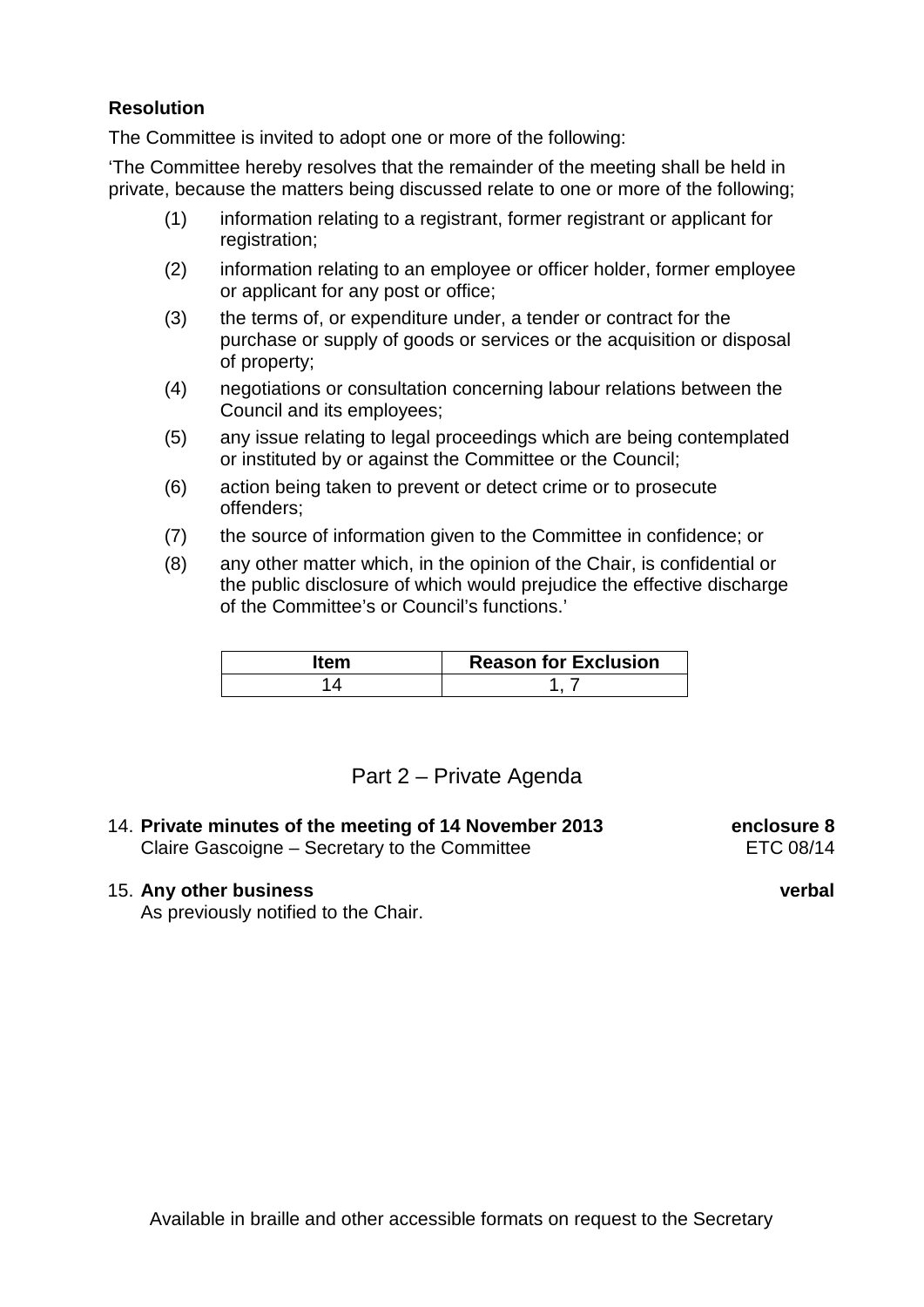**Resolution**

The Committee is invited to adopt one or more of the following:

'The Committee hereby resolves that the remainder of the meeting shall be held in private, because the matters being discussed relate to one or more of the following;

(1) information relating to a registrant, former registrant or applicant for registration;

(2) information relating to an employee or officer holder, former employee or applicant for any post or office;

(3) the terms of, or expenditure under, a tender or contract for the purchase or supply of goods or services or the acquisition or disposal of property;

(4) negotiations or consultation concerning labour relations between the Council and its employees;

(5) any issue relating to legal proceedings which are being contemplated or instituted by or against the Committee or the Council;

(6) action being taken to prevent or detect crime or to prosecute offenders;

(7) the source of information given to the Committee in confidence; or

(8) any other matter which, in the opinion of the Chair, is confidential or the public disclosure of which would prejudice the effective discharge of the Committee's or Council's functions.'

| Item | Reason for Exclusion |
| --- | --- |
| 14 | 1, 7 |

## Part 2 – Private Agenda

14. **Private minutes of the meeting of 14 November 2013** — **enclosure 8**
Claire Gascoigne – Secretary to the Committee — ETC 08/14

15. **Any other business** — **verbal**
As previously notified to the Chair.

Available in braille and other accessible formats on request to the Secretary